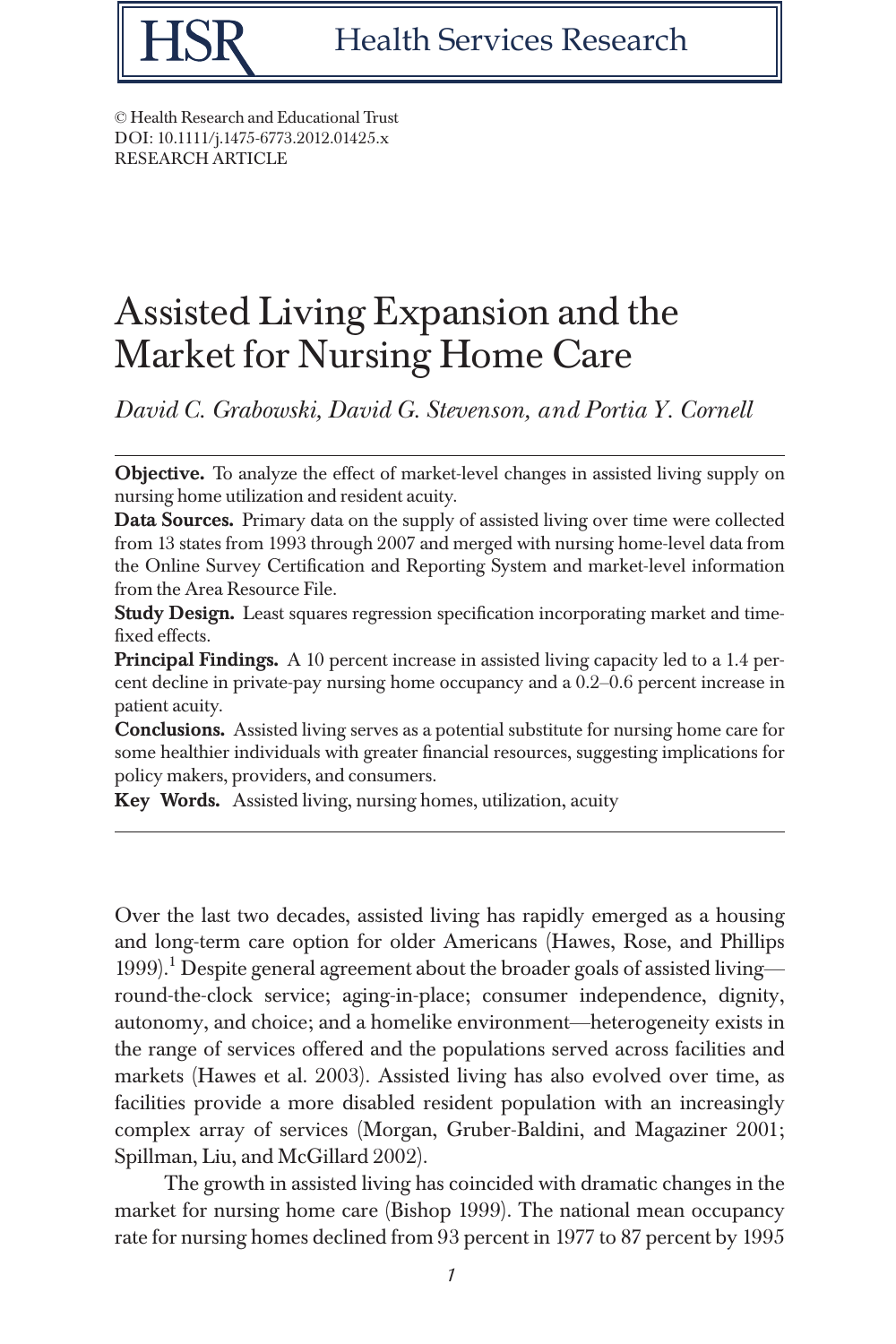© Health Research and Educational Trust
DOI: 10.1111/j.1475-6773.2012.01425.x
RESEARCH ARTICLE

# Assisted Living Expansion and the Market for Nursing Home Care

*David C. Grabowski, David G. Stevenson, and Portia Y. Cornell*

**Objective.** To analyze the effect of market-level changes in assisted living supply on nursing home utilization and resident acuity.

**Data Sources.** Primary data on the supply of assisted living over time were collected from 13 states from 1993 through 2007 and merged with nursing home-level data from the Online Survey Certification and Reporting System and market-level information from the Area Resource File.

**Study Design.** Least squares regression specification incorporating market and time-fixed effects.

**Principal Findings.** A 10 percent increase in assisted living capacity led to a 1.4 percent decline in private-pay nursing home occupancy and a 0.2–0.6 percent increase in patient acuity.

**Conclusions.** Assisted living serves as a potential substitute for nursing home care for some healthier individuals with greater financial resources, suggesting implications for policy makers, providers, and consumers.

**Key Words.** Assisted living, nursing homes, utilization, acuity

---

Over the last two decades, assisted living has rapidly emerged as a housing and long-term care option for older Americans (Hawes, Rose, and Phillips 1999).[1] Despite general agreement about the broader goals of assisted living—round-the-clock service; aging-in-place; consumer independence, dignity, autonomy, and choice; and a homelike environment—heterogeneity exists in the range of services offered and the populations served across facilities and markets (Hawes et al. 2003). Assisted living has also evolved over time, as facilities provide a more disabled resident population with an increasingly complex array of services (Morgan, Gruber-Baldini, and Magaziner 2001; Spillman, Liu, and McGillard 2002).

The growth in assisted living has coincided with dramatic changes in the market for nursing home care (Bishop 1999). The national mean occupancy rate for nursing homes declined from 93 percent in 1977 to 87 percent by 1995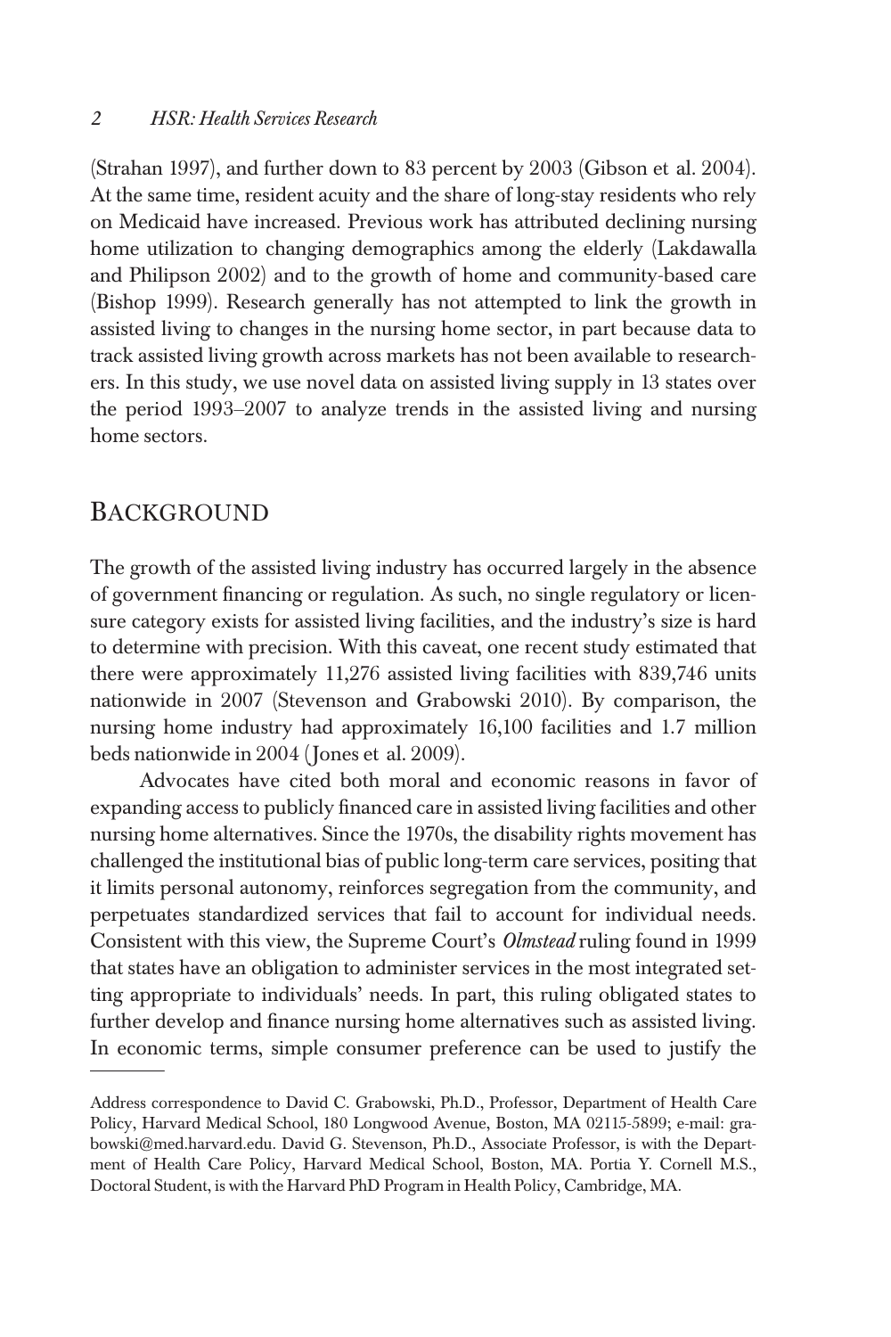(Strahan 1997), and further down to 83 percent by 2003 (Gibson et al. 2004). At the same time, resident acuity and the share of long-stay residents who rely on Medicaid have increased. Previous work has attributed declining nursing home utilization to changing demographics among the elderly (Lakdawalla and Philipson 2002) and to the growth of home and community-based care (Bishop 1999). Research generally has not attempted to link the growth in assisted living to changes in the nursing home sector, in part because data to track assisted living growth across markets has not been available to researchers. In this study, we use novel data on assisted living supply in 13 states over the period 1993–2007 to analyze trends in the assisted living and nursing home sectors.

## Background

The growth of the assisted living industry has occurred largely in the absence of government financing or regulation. As such, no single regulatory or licensure category exists for assisted living facilities, and the industry's size is hard to determine with precision. With this caveat, one recent study estimated that there were approximately 11,276 assisted living facilities with 839,746 units nationwide in 2007 (Stevenson and Grabowski 2010). By comparison, the nursing home industry had approximately 16,100 facilities and 1.7 million beds nationwide in 2004 (Jones et al. 2009).

Advocates have cited both moral and economic reasons in favor of expanding access to publicly financed care in assisted living facilities and other nursing home alternatives. Since the 1970s, the disability rights movement has challenged the institutional bias of public long-term care services, positing that it limits personal autonomy, reinforces segregation from the community, and perpetuates standardized services that fail to account for individual needs. Consistent with this view, the Supreme Court's *Olmstead* ruling found in 1999 that states have an obligation to administer services in the most integrated setting appropriate to individuals' needs. In part, this ruling obligated states to further develop and finance nursing home alternatives such as assisted living. In economic terms, simple consumer preference can be used to justify the

---

Address correspondence to David C. Grabowski, Ph.D., Professor, Department of Health Care Policy, Harvard Medical School, 180 Longwood Avenue, Boston, MA 02115-5899; e-mail: grabowski@med.harvard.edu. David G. Stevenson, Ph.D., Associate Professor, is with the Department of Health Care Policy, Harvard Medical School, Boston, MA. Portia Y. Cornell M.S., Doctoral Student, is with the Harvard PhD Program in Health Policy, Cambridge, MA.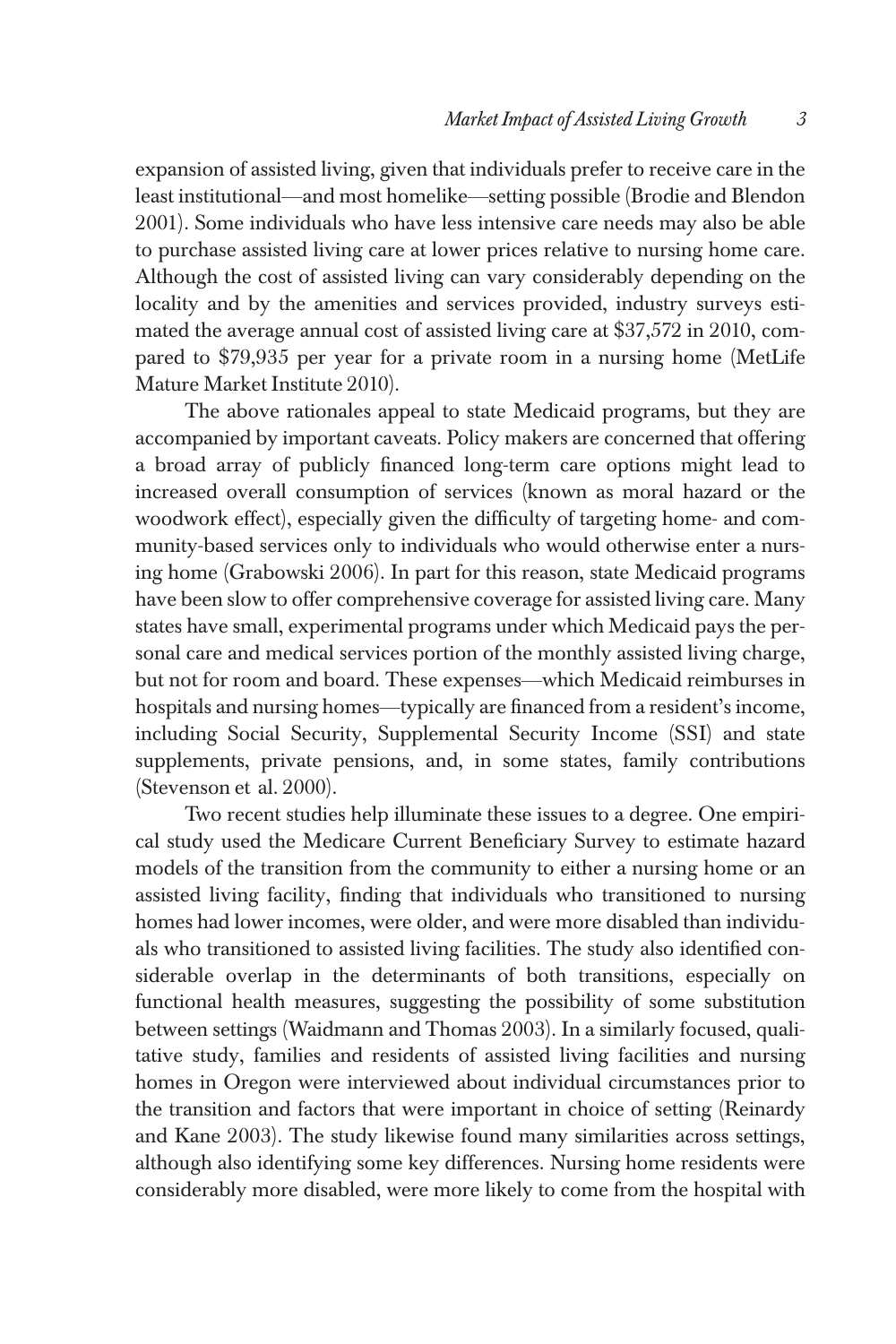expansion of assisted living, given that individuals prefer to receive care in the least institutional—and most homelike—setting possible (Brodie and Blendon 2001). Some individuals who have less intensive care needs may also be able to purchase assisted living care at lower prices relative to nursing home care. Although the cost of assisted living can vary considerably depending on the locality and by the amenities and services provided, industry surveys estimated the average annual cost of assisted living care at $37,572 in 2010, compared to $79,935 per year for a private room in a nursing home (MetLife Mature Market Institute 2010).

The above rationales appeal to state Medicaid programs, but they are accompanied by important caveats. Policy makers are concerned that offering a broad array of publicly financed long-term care options might lead to increased overall consumption of services (known as moral hazard or the woodwork effect), especially given the difficulty of targeting home- and community-based services only to individuals who would otherwise enter a nursing home (Grabowski 2006). In part for this reason, state Medicaid programs have been slow to offer comprehensive coverage for assisted living care. Many states have small, experimental programs under which Medicaid pays the personal care and medical services portion of the monthly assisted living charge, but not for room and board. These expenses—which Medicaid reimburses in hospitals and nursing homes—typically are financed from a resident's income, including Social Security, Supplemental Security Income (SSI) and state supplements, private pensions, and, in some states, family contributions (Stevenson et al. 2000).

Two recent studies help illuminate these issues to a degree. One empirical study used the Medicare Current Beneficiary Survey to estimate hazard models of the transition from the community to either a nursing home or an assisted living facility, finding that individuals who transitioned to nursing homes had lower incomes, were older, and were more disabled than individuals who transitioned to assisted living facilities. The study also identified considerable overlap in the determinants of both transitions, especially on functional health measures, suggesting the possibility of some substitution between settings (Waidmann and Thomas 2003). In a similarly focused, qualitative study, families and residents of assisted living facilities and nursing homes in Oregon were interviewed about individual circumstances prior to the transition and factors that were important in choice of setting (Reinardy and Kane 2003). The study likewise found many similarities across settings, although also identifying some key differences. Nursing home residents were considerably more disabled, were more likely to come from the hospital with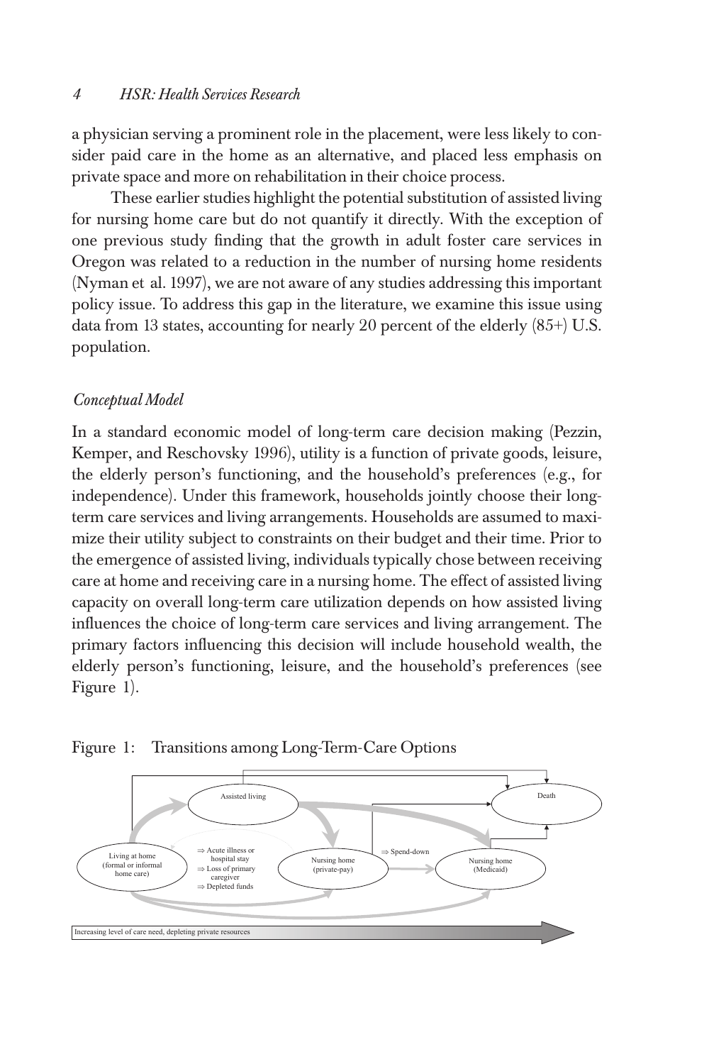a physician serving a prominent role in the placement, were less likely to consider paid care in the home as an alternative, and placed less emphasis on private space and more on rehabilitation in their choice process.

These earlier studies highlight the potential substitution of assisted living for nursing home care but do not quantify it directly. With the exception of one previous study finding that the growth in adult foster care services in Oregon was related to a reduction in the number of nursing home residents (Nyman et al. 1997), we are not aware of any studies addressing this important policy issue. To address this gap in the literature, we examine this issue using data from 13 states, accounting for nearly 20 percent of the elderly (85+) U.S. population.

### *Conceptual Model*

In a standard economic model of long-term care decision making (Pezzin, Kemper, and Reschovsky 1996), utility is a function of private goods, leisure, the elderly person's functioning, and the household's preferences (e.g., for independence). Under this framework, households jointly choose their long-term care services and living arrangements. Households are assumed to maximize their utility subject to constraints on their budget and their time. Prior to the emergence of assisted living, individuals typically chose between receiving care at home and receiving care in a nursing home. The effect of assisted living capacity on overall long-term care utilization depends on how assisted living influences the choice of long-term care services and living arrangement. The primary factors influencing this decision will include household wealth, the elderly person's functioning, leisure, and the household's preferences (see Figure 1).

Figure 1: Transitions among Long-Term-Care Options

Assisted living

Death

Living at home (formal or informal home care)

⇒ Acute illness or hospital stay
⇒ Loss of primary caregiver
⇒ Depleted funds

Nursing home (private-pay)

⇒ Spend-down

Nursing home (Medicaid)

Increasing level of care need, depleting private resources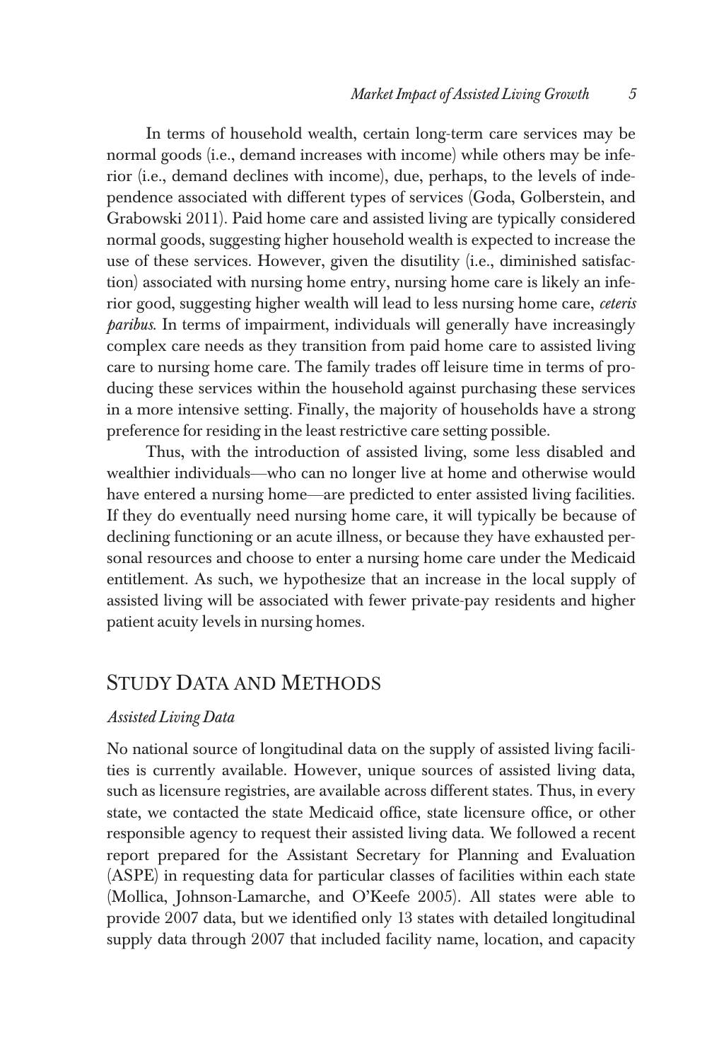In terms of household wealth, certain long-term care services may be normal goods (i.e., demand increases with income) while others may be inferior (i.e., demand declines with income), due, perhaps, to the levels of independence associated with different types of services (Goda, Golberstein, and Grabowski 2011). Paid home care and assisted living are typically considered normal goods, suggesting higher household wealth is expected to increase the use of these services. However, given the disutility (i.e., diminished satisfaction) associated with nursing home entry, nursing home care is likely an inferior good, suggesting higher wealth will lead to less nursing home care, *ceteris paribus.* In terms of impairment, individuals will generally have increasingly complex care needs as they transition from paid home care to assisted living care to nursing home care. The family trades off leisure time in terms of producing these services within the household against purchasing these services in a more intensive setting. Finally, the majority of households have a strong preference for residing in the least restrictive care setting possible.

Thus, with the introduction of assisted living, some less disabled and wealthier individuals—who can no longer live at home and otherwise would have entered a nursing home—are predicted to enter assisted living facilities. If they do eventually need nursing home care, it will typically be because of declining functioning or an acute illness, or because they have exhausted personal resources and choose to enter a nursing home care under the Medicaid entitlement. As such, we hypothesize that an increase in the local supply of assisted living will be associated with fewer private-pay residents and higher patient acuity levels in nursing homes.

## Study Data and Methods

### *Assisted Living Data*

No national source of longitudinal data on the supply of assisted living facilities is currently available. However, unique sources of assisted living data, such as licensure registries, are available across different states. Thus, in every state, we contacted the state Medicaid office, state licensure office, or other responsible agency to request their assisted living data. We followed a recent report prepared for the Assistant Secretary for Planning and Evaluation (ASPE) in requesting data for particular classes of facilities within each state (Mollica, Johnson-Lamarche, and O'Keefe 2005). All states were able to provide 2007 data, but we identified only 13 states with detailed longitudinal supply data through 2007 that included facility name, location, and capacity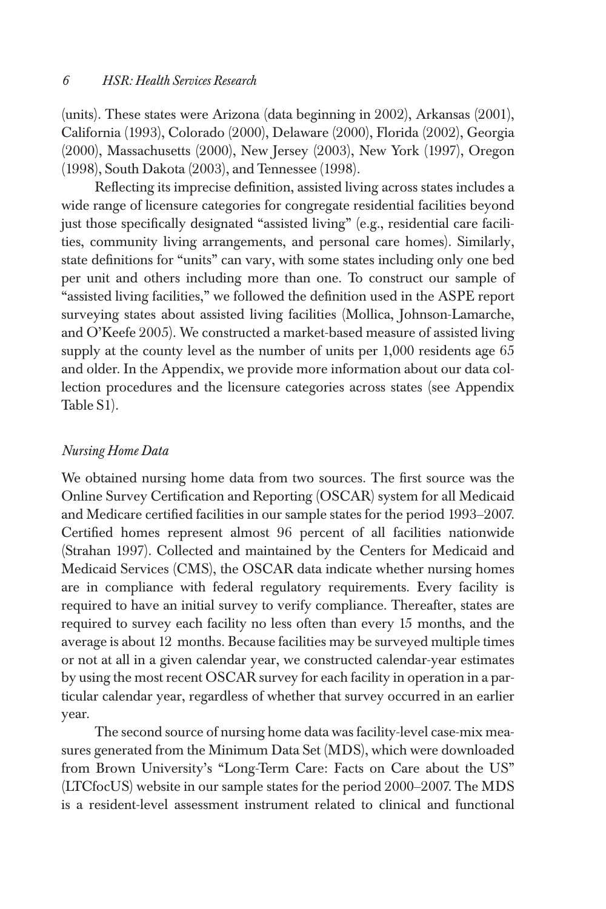(units). These states were Arizona (data beginning in 2002), Arkansas (2001), California (1993), Colorado (2000), Delaware (2000), Florida (2002), Georgia (2000), Massachusetts (2000), New Jersey (2003), New York (1997), Oregon (1998), South Dakota (2003), and Tennessee (1998).

Reflecting its imprecise definition, assisted living across states includes a wide range of licensure categories for congregate residential facilities beyond just those specifically designated "assisted living" (e.g., residential care facilities, community living arrangements, and personal care homes). Similarly, state definitions for "units" can vary, with some states including only one bed per unit and others including more than one. To construct our sample of "assisted living facilities," we followed the definition used in the ASPE report surveying states about assisted living facilities (Mollica, Johnson-Lamarche, and O'Keefe 2005). We constructed a market-based measure of assisted living supply at the county level as the number of units per 1,000 residents age 65 and older. In the Appendix, we provide more information about our data collection procedures and the licensure categories across states (see Appendix Table S1).

### *Nursing Home Data*

We obtained nursing home data from two sources. The first source was the Online Survey Certification and Reporting (OSCAR) system for all Medicaid and Medicare certified facilities in our sample states for the period 1993–2007. Certified homes represent almost 96 percent of all facilities nationwide (Strahan 1997). Collected and maintained by the Centers for Medicaid and Medicaid Services (CMS), the OSCAR data indicate whether nursing homes are in compliance with federal regulatory requirements. Every facility is required to have an initial survey to verify compliance. Thereafter, states are required to survey each facility no less often than every 15 months, and the average is about 12 months. Because facilities may be surveyed multiple times or not at all in a given calendar year, we constructed calendar-year estimates by using the most recent OSCAR survey for each facility in operation in a particular calendar year, regardless of whether that survey occurred in an earlier year.

The second source of nursing home data was facility-level case-mix measures generated from the Minimum Data Set (MDS), which were downloaded from Brown University's "Long-Term Care: Facts on Care about the US" (LTCfocUS) website in our sample states for the period 2000–2007. The MDS is a resident-level assessment instrument related to clinical and functional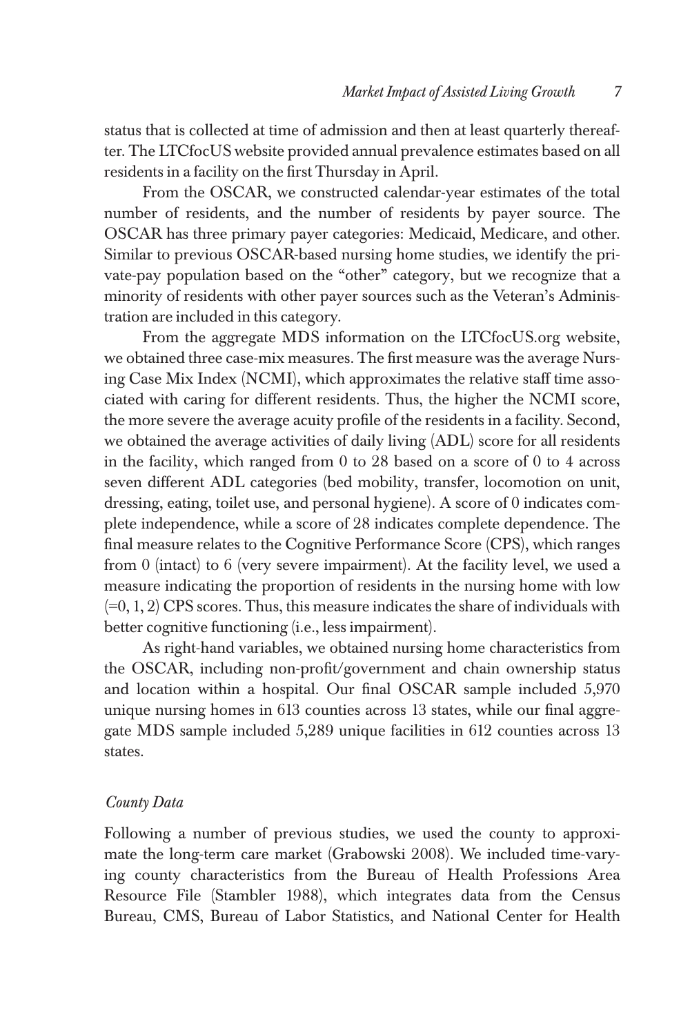status that is collected at time of admission and then at least quarterly thereafter. The LTCfocUS website provided annual prevalence estimates based on all residents in a facility on the first Thursday in April.

From the OSCAR, we constructed calendar-year estimates of the total number of residents, and the number of residents by payer source. The OSCAR has three primary payer categories: Medicaid, Medicare, and other. Similar to previous OSCAR-based nursing home studies, we identify the private-pay population based on the "other" category, but we recognize that a minority of residents with other payer sources such as the Veteran's Administration are included in this category.

From the aggregate MDS information on the LTCfocUS.org website, we obtained three case-mix measures. The first measure was the average Nursing Case Mix Index (NCMI), which approximates the relative staff time associated with caring for different residents. Thus, the higher the NCMI score, the more severe the average acuity profile of the residents in a facility. Second, we obtained the average activities of daily living (ADL) score for all residents in the facility, which ranged from 0 to 28 based on a score of 0 to 4 across seven different ADL categories (bed mobility, transfer, locomotion on unit, dressing, eating, toilet use, and personal hygiene). A score of 0 indicates complete independence, while a score of 28 indicates complete dependence. The final measure relates to the Cognitive Performance Score (CPS), which ranges from 0 (intact) to 6 (very severe impairment). At the facility level, we used a measure indicating the proportion of residents in the nursing home with low (=0, 1, 2) CPS scores. Thus, this measure indicates the share of individuals with better cognitive functioning (i.e., less impairment).

As right-hand variables, we obtained nursing home characteristics from the OSCAR, including non-profit/government and chain ownership status and location within a hospital. Our final OSCAR sample included 5,970 unique nursing homes in 613 counties across 13 states, while our final aggregate MDS sample included 5,289 unique facilities in 612 counties across 13 states.

### *County Data*

Following a number of previous studies, we used the county to approximate the long-term care market (Grabowski 2008). We included time-varying county characteristics from the Bureau of Health Professions Area Resource File (Stambler 1988), which integrates data from the Census Bureau, CMS, Bureau of Labor Statistics, and National Center for Health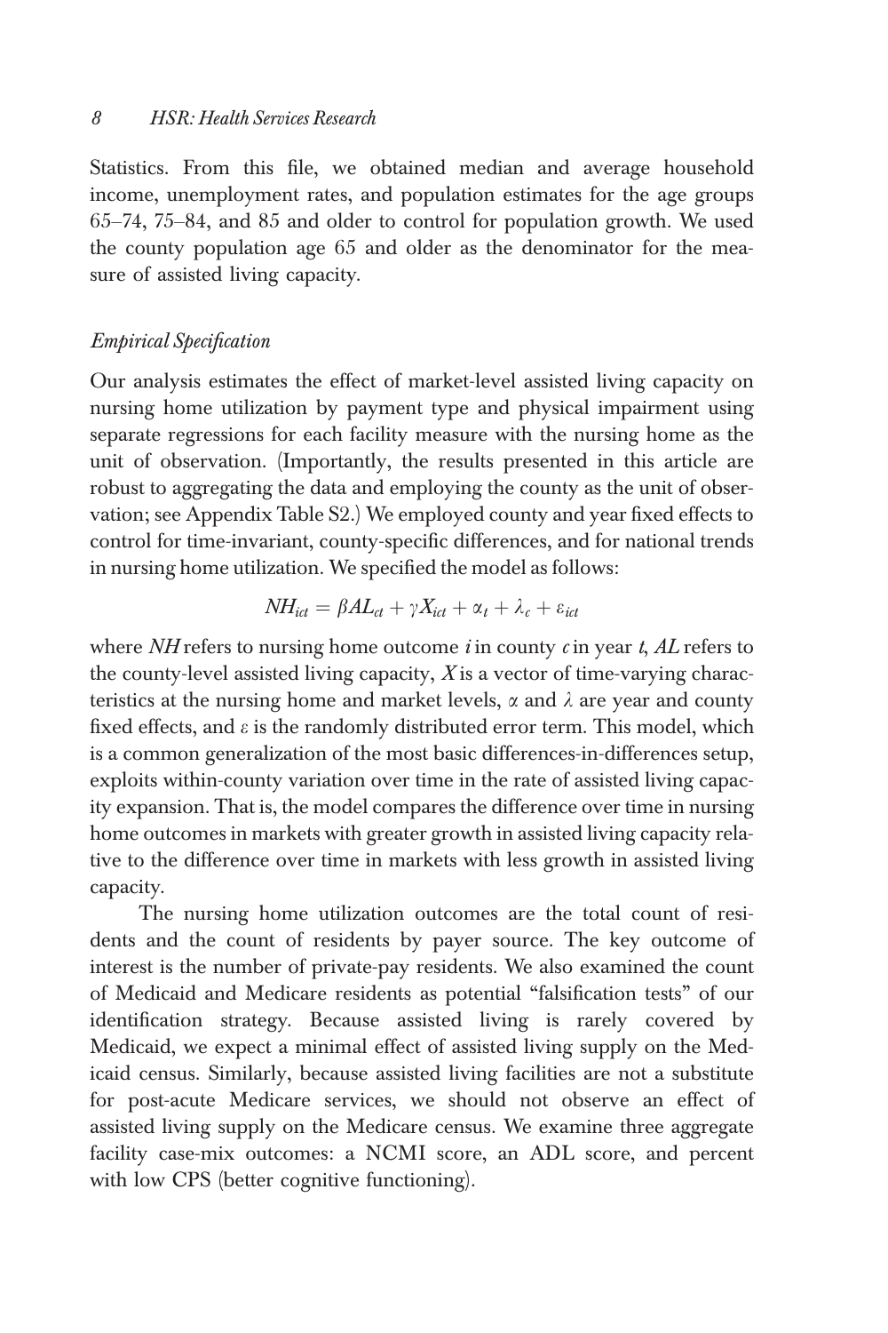Statistics. From this file, we obtained median and average household income, unemployment rates, and population estimates for the age groups 65–74, 75–84, and 85 and older to control for population growth. We used the county population age 65 and older as the denominator for the measure of assisted living capacity.

### *Empirical Specification*

Our analysis estimates the effect of market-level assisted living capacity on nursing home utilization by payment type and physical impairment using separate regressions for each facility measure with the nursing home as the unit of observation. (Importantly, the results presented in this article are robust to aggregating the data and employing the county as the unit of observation; see Appendix Table S2.) We employed county and year fixed effects to control for time-invariant, county-specific differences, and for national trends in nursing home utilization. We specified the model as follows:

$$NH_{ict} = \beta AL_{ct} + \gamma X_{ict} + \alpha_t + \lambda_c + \varepsilon_{ict}$$

where $NH$ refers to nursing home outcome $i$ in county $c$ in year $t$, $AL$ refers to the county-level assisted living capacity, $X$ is a vector of time-varying characteristics at the nursing home and market levels, $\alpha$ and $\lambda$ are year and county fixed effects, and $\varepsilon$ is the randomly distributed error term. This model, which is a common generalization of the most basic differences-in-differences setup, exploits within-county variation over time in the rate of assisted living capacity expansion. That is, the model compares the difference over time in nursing home outcomes in markets with greater growth in assisted living capacity relative to the difference over time in markets with less growth in assisted living capacity.

The nursing home utilization outcomes are the total count of residents and the count of residents by payer source. The key outcome of interest is the number of private-pay residents. We also examined the count of Medicaid and Medicare residents as potential "falsification tests" of our identification strategy. Because assisted living is rarely covered by Medicaid, we expect a minimal effect of assisted living supply on the Medicaid census. Similarly, because assisted living facilities are not a substitute for post-acute Medicare services, we should not observe an effect of assisted living supply on the Medicare census. We examine three aggregate facility case-mix outcomes: a NCMI score, an ADL score, and percent with low CPS (better cognitive functioning).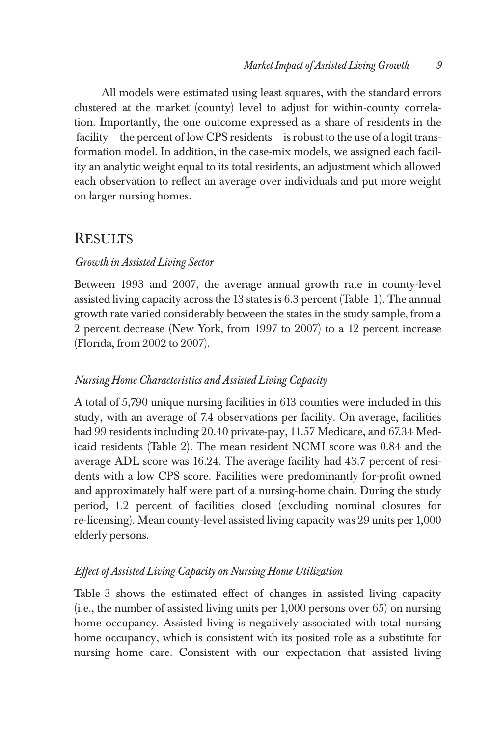All models were estimated using least squares, with the standard errors clustered at the market (county) level to adjust for within-county correlation. Importantly, the one outcome expressed as a share of residents in the facility—the percent of low CPS residents—is robust to the use of a logit transformation model. In addition, in the case-mix models, we assigned each facility an analytic weight equal to its total residents, an adjustment which allowed each observation to reflect an average over individuals and put more weight on larger nursing homes.

## RESULTS

### *Growth in Assisted Living Sector*

Between 1993 and 2007, the average annual growth rate in county-level assisted living capacity across the 13 states is 6.3 percent (Table 1). The annual growth rate varied considerably between the states in the study sample, from a 2 percent decrease (New York, from 1997 to 2007) to a 12 percent increase (Florida, from 2002 to 2007).

### *Nursing Home Characteristics and Assisted Living Capacity*

A total of 5,790 unique nursing facilities in 613 counties were included in this study, with an average of 7.4 observations per facility. On average, facilities had 99 residents including 20.40 private-pay, 11.57 Medicare, and 67.34 Medicaid residents (Table 2). The mean resident NCMI score was 0.84 and the average ADL score was 16.24. The average facility had 43.7 percent of residents with a low CPS score. Facilities were predominantly for-profit owned and approximately half were part of a nursing-home chain. During the study period, 1.2 percent of facilities closed (excluding nominal closures for re-licensing). Mean county-level assisted living capacity was 29 units per 1,000 elderly persons.

### *Effect of Assisted Living Capacity on Nursing Home Utilization*

Table 3 shows the estimated effect of changes in assisted living capacity (i.e., the number of assisted living units per 1,000 persons over 65) on nursing home occupancy. Assisted living is negatively associated with total nursing home occupancy, which is consistent with its posited role as a substitute for nursing home care. Consistent with our expectation that assisted living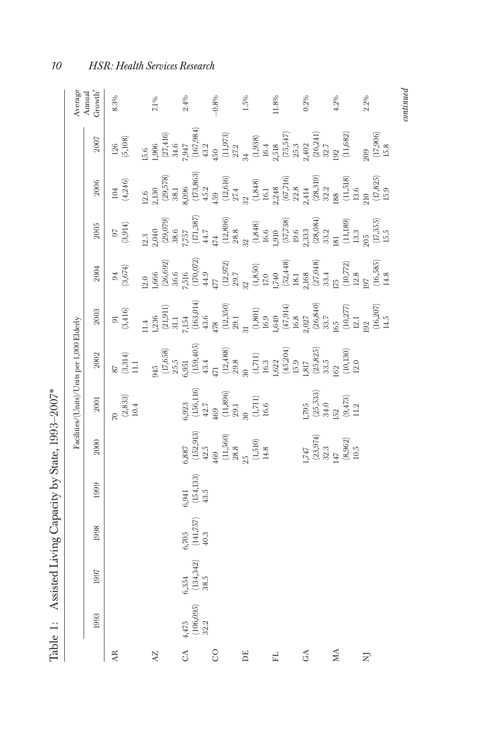Table 1: Assisted Living Capacity by State, 1993–2007*

| | Facilities/(Units)/Units per 1,000 Elderly | | | | | | | | | | | | Average Annual Growth† |
|---|---|---|---|---|---|---|---|---|---|---|---|---|---|
| | 1993 | 1997 | 1998 | 1999 | 2000 | 2001 | 2002 | 2003 | 2004 | 2005 | 2006 | 2007 | |
| AR | | | | | | 70 (2,833) 10.4 | 87 (3,314) 11.1 | 91 (3,416) 11.4 | 94 (3,674) 12.0 | 97 (3,914) 12.3 | 104 (4,246) 12.6 | 126 (5,108) 15.6 | 8.3% |
| AZ | | | | | | | 945 (17,658) 25.5 | 1,236 (21,911) 31.1 | 1,666 (26,692) 36.6 | 2,040 (29,079) 38.6 | 2,130 (29,578) 38.1 | 1,906 (27,416) 34.6 | 7.1% |
| CA | 4,475 (106,095) 32.2 | 6,354 (134,342) 38.5 | 6,705 (141,757) 40.3 | 6,941 (154,133) 43.5 | 6,887 (152,913) 42.5 | 6,923 (156,116) 42.7 | 6,951 (159,405) 43.4 | 7,154 (163,014) 43.6 | 7,516 (170,072) 44.9 | 7,757 (171,387) 44.7 | 8,096 (173,863) 45.2 | 7,947 (167,984) 43.2 | 2.4% |
| CO | | | | | 469 (11,560) 28.8 | 469 (11,896) 29.1 | 471 (12,488) 29.8 | 478 (12,350) 29.1 | 477 (12,972) 29.7 | 474 (12,896) 28.8 | 459 (12,616) 27.4 | 450 (11,973) 27.2 | −0.8% |
| DE | | | | | 25 (1,510) 14.8 | 30 (1,711) 16.6 | 30 (1,711) 16.3 | 31 (1,801) 16.9 | 32 (1,850) 17.0 | 32 (1,848) 16.6 | 32 (1,848) 16.1 | 34 (1,938) 16.4 | 1.5% |
| FL | | | | | | | 1,622 (45,204) 15.9 | 1,649 (47,914) 16.8 | 1,740 (52,448) 18.1 | 1,910 (57,738) 19.6 | 2,248 (67,716) 22.8 | 2,518 (75,547) 25.3 | 11.8% |
| GA | | | | | 1,747 (23,974) 32.3 | 1,795 (25,533) 34.0 | 1,817 (25,825) 33.5 | 2,027 (26,840) 33.7 | 2,168 (27,048) 33.4 | 2,333 (28,084) 33.2 | 2,414 (28,319) 32.2 | 2,402 (26,241) 32.7 | 0.2% |
| MA | | | | | 147 (8,962) 10.5 | 152 (9,473) 11.2 | 162 (10,130) 12.0 | 165 (10,277) 12.1 | 175 (10,772) 12.8 | 181 (11,189) 13.3 | 188 (11,518) 13.6 | 192 (11,682) | 4.2% |
| NJ | | | | | | | | 192 (16,207) 14.5 | 197 (16,585) 14.8 | 205 (17,355) 15.5 | 210 (17,825) 15.9 | 209 (17,906) 15.8 | 2.2% |

*continued*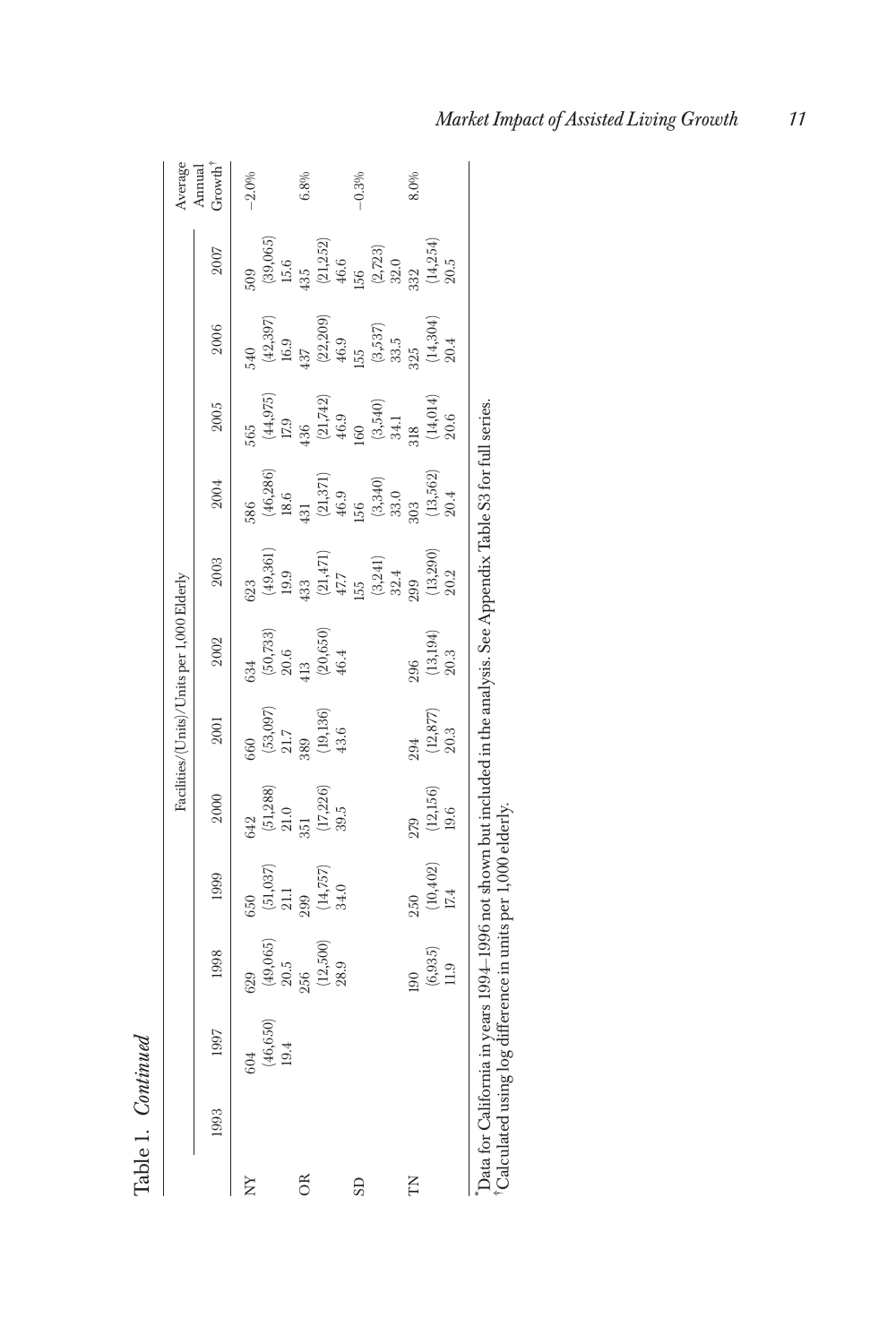Table 1. *Continued*

| | Facilities/(Units)/Units per 1,000 Elderly | | | | | | | | | | | | | | | Average Annual Growth[†] |
|---|---|---|---|---|---|---|---|---|---|---|---|---|---|---|---|---|
| | 1993 | 1997 | 1998 | 1999 | 2000 | 2001 | 2002 | 2003 | 2004 | 2005 | 2006 | 2007 | | | | |
| NY | | 604 | 629 | 650 | 642 | 660 | 634 | 623 | 586 | 565 | 540 | 509 | | | | −2.0% |
| | | (46,650) | (49,065) | (51,037) | (51,288) | (53,097) | (50,733) | (49,361) | (46,286) | (44,975) | (42,397) | (39,065) | | | | |
| | | 19.4 | 20.5 | 21.1 | 21.0 | 21.7 | 20.6 | 19.9 | 18.6 | 17.9 | 16.9 | 15.6 | | | | |
| OR | | | 256 | 299 | 351 | 389 | 413 | 433 | 431 | 436 | 437 | 435 | | | | 6.8% |
| | | | (12,500) | (14,757) | (17,226) | (19,136) | (20,650) | (21,471) | (21,371) | (21,742) | (22,209) | (21,252) | | | | |
| | | | 28.9 | 34.0 | 39.5 | 43.6 | 46.4 | 47.7 | 46.9 | 46.9 | 46.9 | 46.6 | | | | |
| SD | | | | | | | | 155 | 156 | 160 | 155 | 156 | | | | −0.3% |
| | | | | | | | | (3,241) | (3,340) | (3,540) | (3,537) | (2,723) | | | | |
| | | | | | | | | 32.4 | 33.0 | 34.1 | 33.5 | 32.0 | | | | |
| TN | | | 190 | 250 | 279 | 294 | 296 | 299 | 303 | 318 | 325 | 332 | | | | 8.0% |
| | | | (6,935) | (10,402) | (12,156) | (12,877) | (13,194) | (13,290) | (13,562) | (14,014) | (14,304) | (14,254) | | | | |
| | | | 11.9 | 17.4 | 19.6 | 20.3 | 20.3 | 20.2 | 20.4 | 20.6 | 20.4 | 20.5 | | | | |

*Data for California in years 1994–1996 not shown but included in the analysis. See Appendix Table S3 for full series.

[†]Calculated using log difference in units per 1,000 elderly.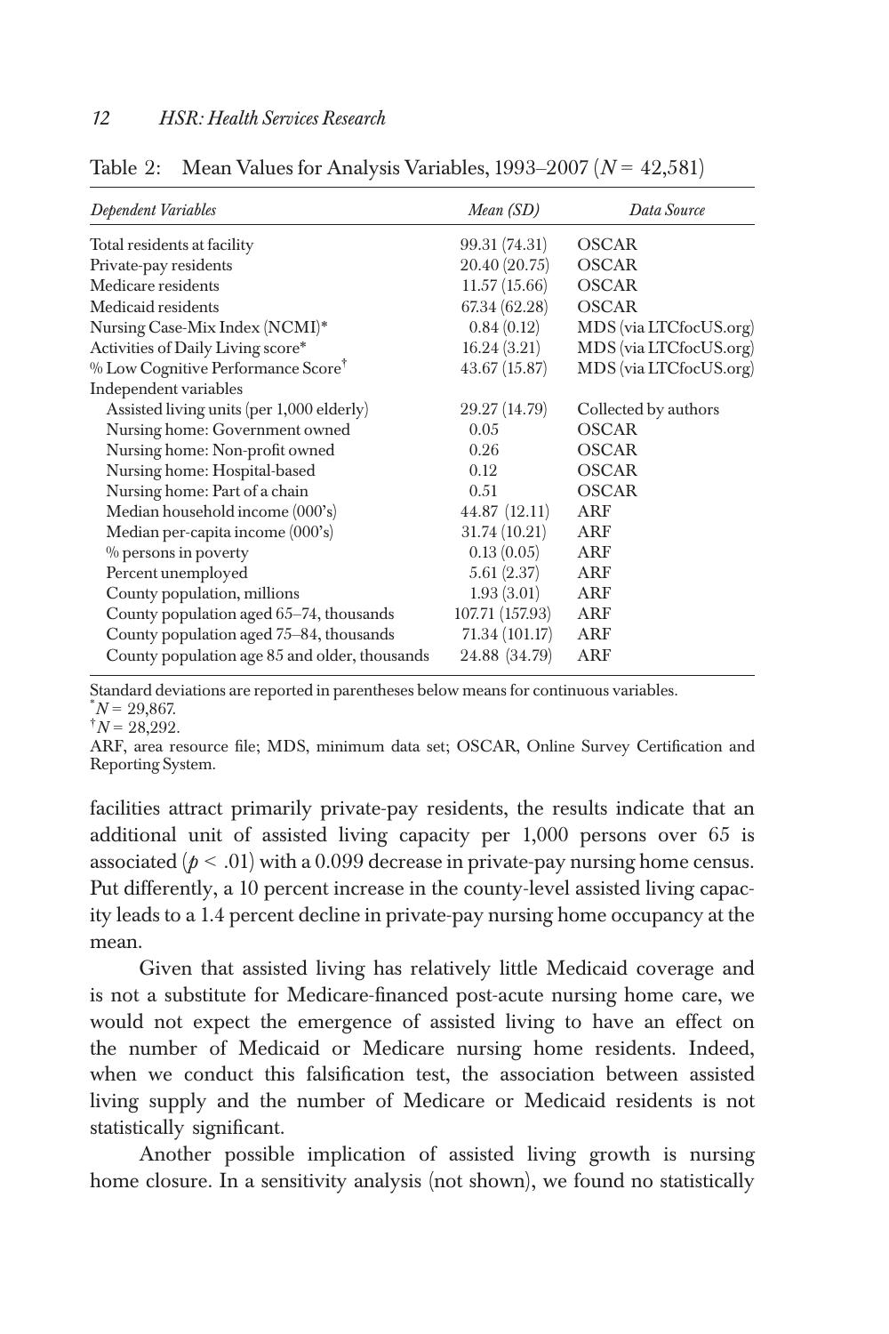Table 2: Mean Values for Analysis Variables, 1993–2007 ($N$ = 42,581)

| *Dependent Variables* | *Mean (SD)* | *Data Source* |
|---|---|---|
| Total residents at facility | 99.31 (74.31) | OSCAR |
| Private-pay residents | 20.40 (20.75) | OSCAR |
| Medicare residents | 11.57 (15.66) | OSCAR |
| Medicaid residents | 67.34 (62.28) | OSCAR |
| Nursing Case-Mix Index (NCMI)* | 0.84 (0.12) | MDS (via LTCfocUS.org) |
| Activities of Daily Living score* | 16.24 (3.21) | MDS (via LTCfocUS.org) |
| % Low Cognitive Performance Score† | 43.67 (15.87) | MDS (via LTCfocUS.org) |
| Independent variables | | |
| Assisted living units (per 1,000 elderly) | 29.27 (14.79) | Collected by authors |
| Nursing home: Government owned | 0.05 | OSCAR |
| Nursing home: Non-profit owned | 0.26 | OSCAR |
| Nursing home: Hospital-based | 0.12 | OSCAR |
| Nursing home: Part of a chain | 0.51 | OSCAR |
| Median household income (000's) | 44.87 (12.11) | ARF |
| Median per-capita income (000's) | 31.74 (10.21) | ARF |
| % persons in poverty | 0.13 (0.05) | ARF |
| Percent unemployed | 5.61 (2.37) | ARF |
| County population, millions | 1.93 (3.01) | ARF |
| County population aged 65–74, thousands | 107.71 (157.93) | ARF |
| County population aged 75–84, thousands | 71.34 (101.17) | ARF |
| County population age 85 and older, thousands | 24.88 (34.79) | ARF |

Standard deviations are reported in parentheses below means for continuous variables.
*$N$ = 29,867.
†$N$ = 28,292.
ARF, area resource file; MDS, minimum data set; OSCAR, Online Survey Certification and Reporting System.

facilities attract primarily private-pay residents, the results indicate that an additional unit of assisted living capacity per 1,000 persons over 65 is associated ($p < .01$) with a 0.099 decrease in private-pay nursing home census. Put differently, a 10 percent increase in the county-level assisted living capacity leads to a 1.4 percent decline in private-pay nursing home occupancy at the mean.

Given that assisted living has relatively little Medicaid coverage and is not a substitute for Medicare-financed post-acute nursing home care, we would not expect the emergence of assisted living to have an effect on the number of Medicaid or Medicare nursing home residents. Indeed, when we conduct this falsification test, the association between assisted living supply and the number of Medicare or Medicaid residents is not statistically significant.

Another possible implication of assisted living growth is nursing home closure. In a sensitivity analysis (not shown), we found no statistically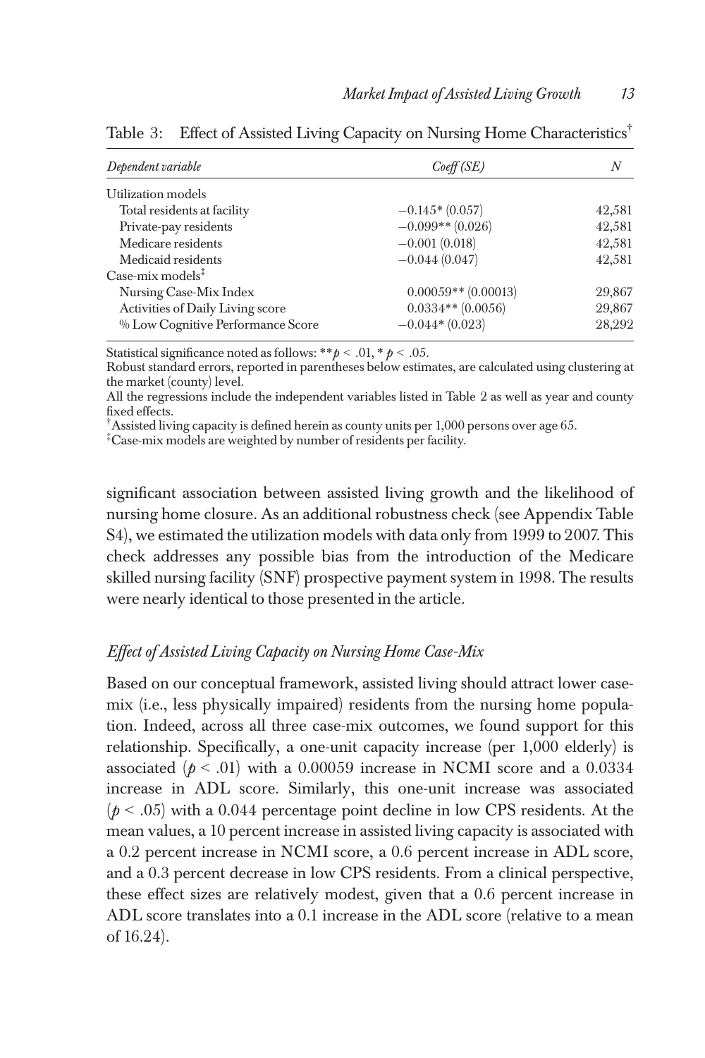Table 3: Effect of Assisted Living Capacity on Nursing Home Characteristics[†]

| *Dependent variable* | *Coeff (SE)* | *N* |
|---|---|---|
| Utilization models | | |
| Total residents at facility | −0.145* (0.057) | 42,581 |
| Private-pay residents | −0.099** (0.026) | 42,581 |
| Medicare residents | −0.001 (0.018) | 42,581 |
| Medicaid residents | −0.044 (0.047) | 42,581 |
| Case-mix models[‡] | | |
| Nursing Case-Mix Index | 0.00059** (0.00013) | 29,867 |
| Activities of Daily Living score | 0.0334** (0.0056) | 29,867 |
| % Low Cognitive Performance Score | −0.044* (0.023) | 28,292 |

Statistical significance noted as follows: ** $p < .01$, * $p < .05$.
Robust standard errors, reported in parentheses below estimates, are calculated using clustering at the market (county) level.
All the regressions include the independent variables listed in Table 2 as well as year and county fixed effects.
[†]Assisted living capacity is defined herein as county units per 1,000 persons over age 65.
[‡]Case-mix models are weighted by number of residents per facility.

significant association between assisted living growth and the likelihood of nursing home closure. As an additional robustness check (see Appendix Table S4), we estimated the utilization models with data only from 1999 to 2007. This check addresses any possible bias from the introduction of the Medicare skilled nursing facility (SNF) prospective payment system in 1998. The results were nearly identical to those presented in the article.

### *Effect of Assisted Living Capacity on Nursing Home Case-Mix*

Based on our conceptual framework, assisted living should attract lower case-mix (i.e., less physically impaired) residents from the nursing home population. Indeed, across all three case-mix outcomes, we found support for this relationship. Specifically, a one-unit capacity increase (per 1,000 elderly) is associated ($p < .01$) with a 0.00059 increase in NCMI score and a 0.0334 increase in ADL score. Similarly, this one-unit increase was associated ($p < .05$) with a 0.044 percentage point decline in low CPS residents. At the mean values, a 10 percent increase in assisted living capacity is associated with a 0.2 percent increase in NCMI score, a 0.6 percent increase in ADL score, and a 0.3 percent decrease in low CPS residents. From a clinical perspective, these effect sizes are relatively modest, given that a 0.6 percent increase in ADL score translates into a 0.1 increase in the ADL score (relative to a mean of 16.24).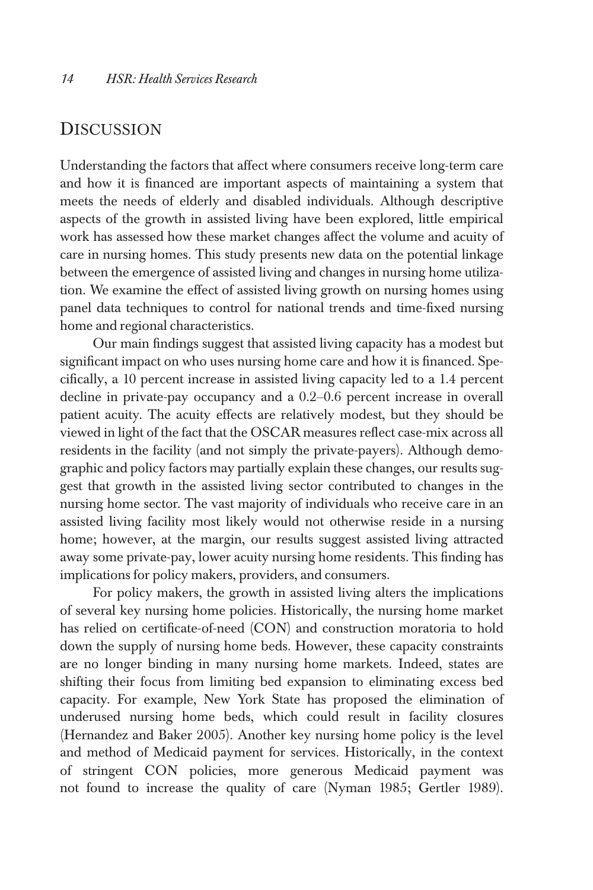## Discussion

Understanding the factors that affect where consumers receive long-term care and how it is financed are important aspects of maintaining a system that meets the needs of elderly and disabled individuals. Although descriptive aspects of the growth in assisted living have been explored, little empirical work has assessed how these market changes affect the volume and acuity of care in nursing homes. This study presents new data on the potential linkage between the emergence of assisted living and changes in nursing home utilization. We examine the effect of assisted living growth on nursing homes using panel data techniques to control for national trends and time-fixed nursing home and regional characteristics.

Our main findings suggest that assisted living capacity has a modest but significant impact on who uses nursing home care and how it is financed. Specifically, a 10 percent increase in assisted living capacity led to a 1.4 percent decline in private-pay occupancy and a 0.2–0.6 percent increase in overall patient acuity. The acuity effects are relatively modest, but they should be viewed in light of the fact that the OSCAR measures reflect case-mix across all residents in the facility (and not simply the private-payers). Although demographic and policy factors may partially explain these changes, our results suggest that growth in the assisted living sector contributed to changes in the nursing home sector. The vast majority of individuals who receive care in an assisted living facility most likely would not otherwise reside in a nursing home; however, at the margin, our results suggest assisted living attracted away some private-pay, lower acuity nursing home residents. This finding has implications for policy makers, providers, and consumers.

For policy makers, the growth in assisted living alters the implications of several key nursing home policies. Historically, the nursing home market has relied on certificate-of-need (CON) and construction moratoria to hold down the supply of nursing home beds. However, these capacity constraints are no longer binding in many nursing home markets. Indeed, states are shifting their focus from limiting bed expansion to eliminating excess bed capacity. For example, New York State has proposed the elimination of underused nursing home beds, which could result in facility closures (Hernandez and Baker 2005). Another key nursing home policy is the level and method of Medicaid payment for services. Historically, in the context of stringent CON policies, more generous Medicaid payment was not found to increase the quality of care (Nyman 1985; Gertler 1989).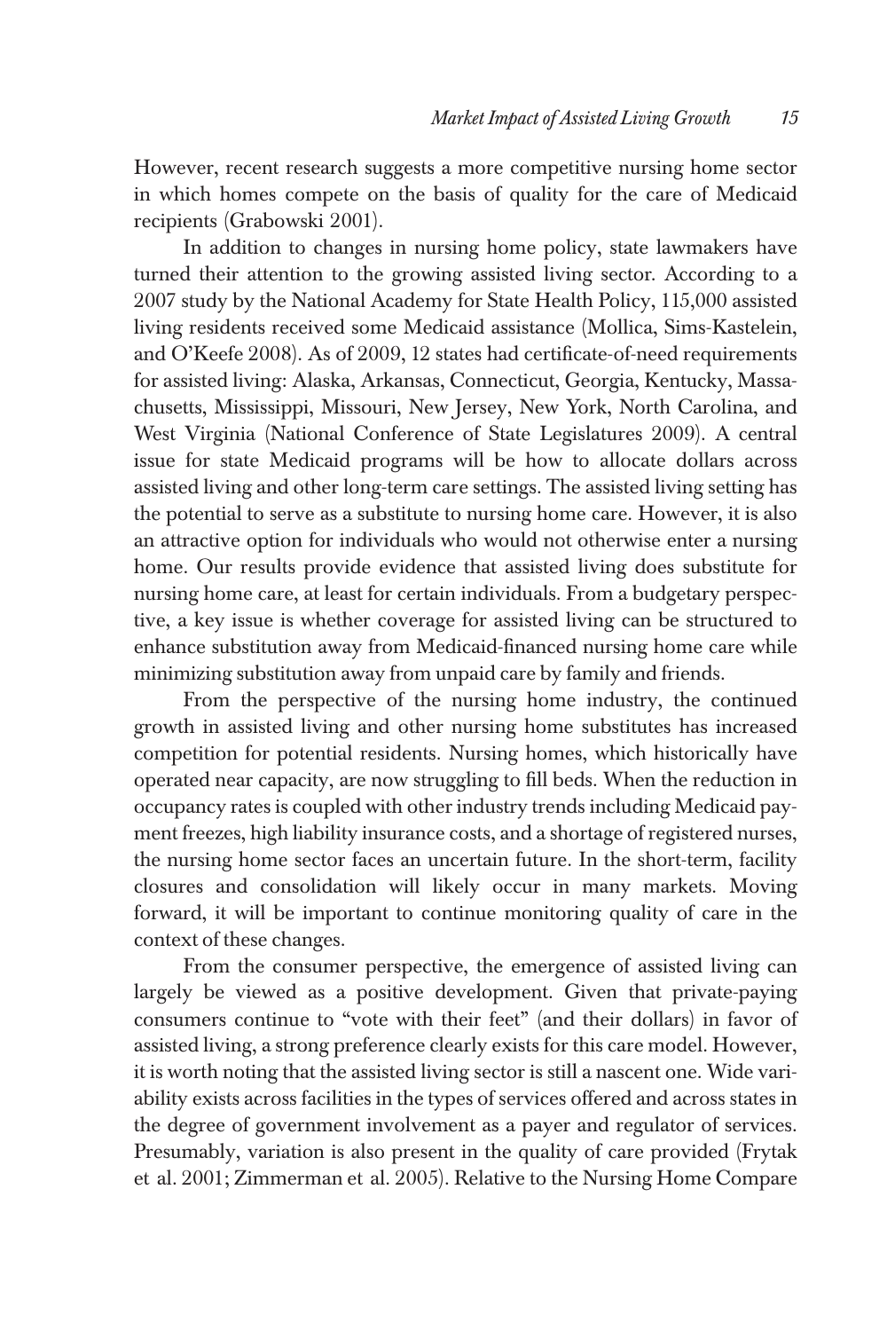However, recent research suggests a more competitive nursing home sector in which homes compete on the basis of quality for the care of Medicaid recipients (Grabowski 2001).

In addition to changes in nursing home policy, state lawmakers have turned their attention to the growing assisted living sector. According to a 2007 study by the National Academy for State Health Policy, 115,000 assisted living residents received some Medicaid assistance (Mollica, Sims-Kastelein, and O'Keefe 2008). As of 2009, 12 states had certificate-of-need requirements for assisted living: Alaska, Arkansas, Connecticut, Georgia, Kentucky, Massachusetts, Mississippi, Missouri, New Jersey, New York, North Carolina, and West Virginia (National Conference of State Legislatures 2009). A central issue for state Medicaid programs will be how to allocate dollars across assisted living and other long-term care settings. The assisted living setting has the potential to serve as a substitute to nursing home care. However, it is also an attractive option for individuals who would not otherwise enter a nursing home. Our results provide evidence that assisted living does substitute for nursing home care, at least for certain individuals. From a budgetary perspective, a key issue is whether coverage for assisted living can be structured to enhance substitution away from Medicaid-financed nursing home care while minimizing substitution away from unpaid care by family and friends.

From the perspective of the nursing home industry, the continued growth in assisted living and other nursing home substitutes has increased competition for potential residents. Nursing homes, which historically have operated near capacity, are now struggling to fill beds. When the reduction in occupancy rates is coupled with other industry trends including Medicaid payment freezes, high liability insurance costs, and a shortage of registered nurses, the nursing home sector faces an uncertain future. In the short-term, facility closures and consolidation will likely occur in many markets. Moving forward, it will be important to continue monitoring quality of care in the context of these changes.

From the consumer perspective, the emergence of assisted living can largely be viewed as a positive development. Given that private-paying consumers continue to "vote with their feet" (and their dollars) in favor of assisted living, a strong preference clearly exists for this care model. However, it is worth noting that the assisted living sector is still a nascent one. Wide variability exists across facilities in the types of services offered and across states in the degree of government involvement as a payer and regulator of services. Presumably, variation is also present in the quality of care provided (Frytak et al. 2001; Zimmerman et al. 2005). Relative to the Nursing Home Compare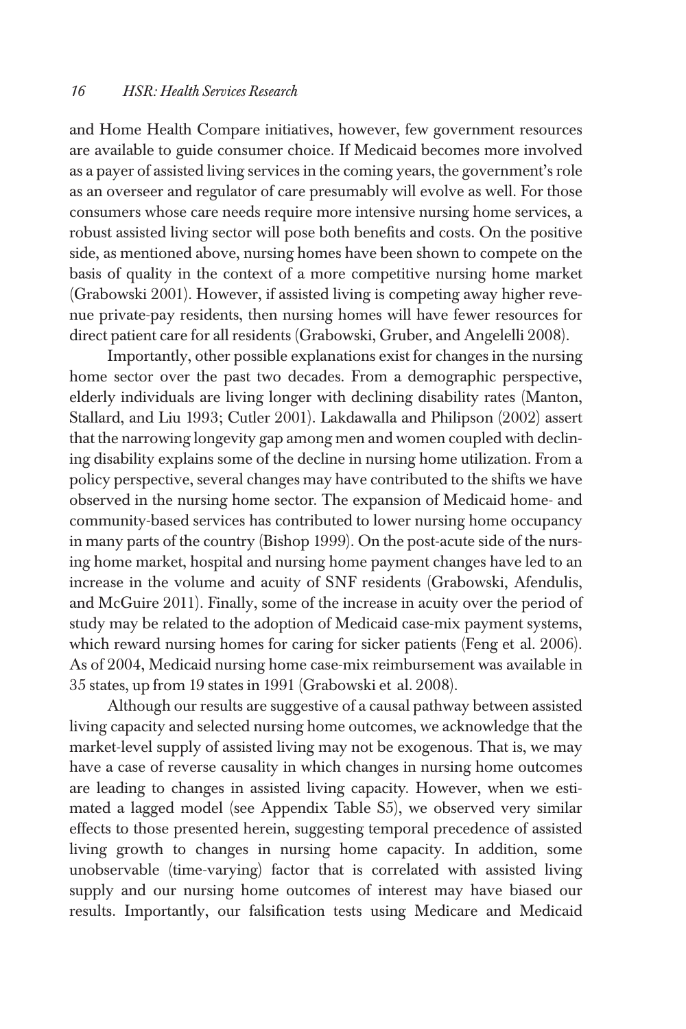and Home Health Compare initiatives, however, few government resources are available to guide consumer choice. If Medicaid becomes more involved as a payer of assisted living services in the coming years, the government's role as an overseer and regulator of care presumably will evolve as well. For those consumers whose care needs require more intensive nursing home services, a robust assisted living sector will pose both benefits and costs. On the positive side, as mentioned above, nursing homes have been shown to compete on the basis of quality in the context of a more competitive nursing home market (Grabowski 2001). However, if assisted living is competing away higher revenue private-pay residents, then nursing homes will have fewer resources for direct patient care for all residents (Grabowski, Gruber, and Angelelli 2008).

Importantly, other possible explanations exist for changes in the nursing home sector over the past two decades. From a demographic perspective, elderly individuals are living longer with declining disability rates (Manton, Stallard, and Liu 1993; Cutler 2001). Lakdawalla and Philipson (2002) assert that the narrowing longevity gap among men and women coupled with declining disability explains some of the decline in nursing home utilization. From a policy perspective, several changes may have contributed to the shifts we have observed in the nursing home sector. The expansion of Medicaid home- and community-based services has contributed to lower nursing home occupancy in many parts of the country (Bishop 1999). On the post-acute side of the nursing home market, hospital and nursing home payment changes have led to an increase in the volume and acuity of SNF residents (Grabowski, Afendulis, and McGuire 2011). Finally, some of the increase in acuity over the period of study may be related to the adoption of Medicaid case-mix payment systems, which reward nursing homes for caring for sicker patients (Feng et al. 2006). As of 2004, Medicaid nursing home case-mix reimbursement was available in 35 states, up from 19 states in 1991 (Grabowski et al. 2008).

Although our results are suggestive of a causal pathway between assisted living capacity and selected nursing home outcomes, we acknowledge that the market-level supply of assisted living may not be exogenous. That is, we may have a case of reverse causality in which changes in nursing home outcomes are leading to changes in assisted living capacity. However, when we estimated a lagged model (see Appendix Table S5), we observed very similar effects to those presented herein, suggesting temporal precedence of assisted living growth to changes in nursing home capacity. In addition, some unobservable (time-varying) factor that is correlated with assisted living supply and our nursing home outcomes of interest may have biased our results. Importantly, our falsification tests using Medicare and Medicaid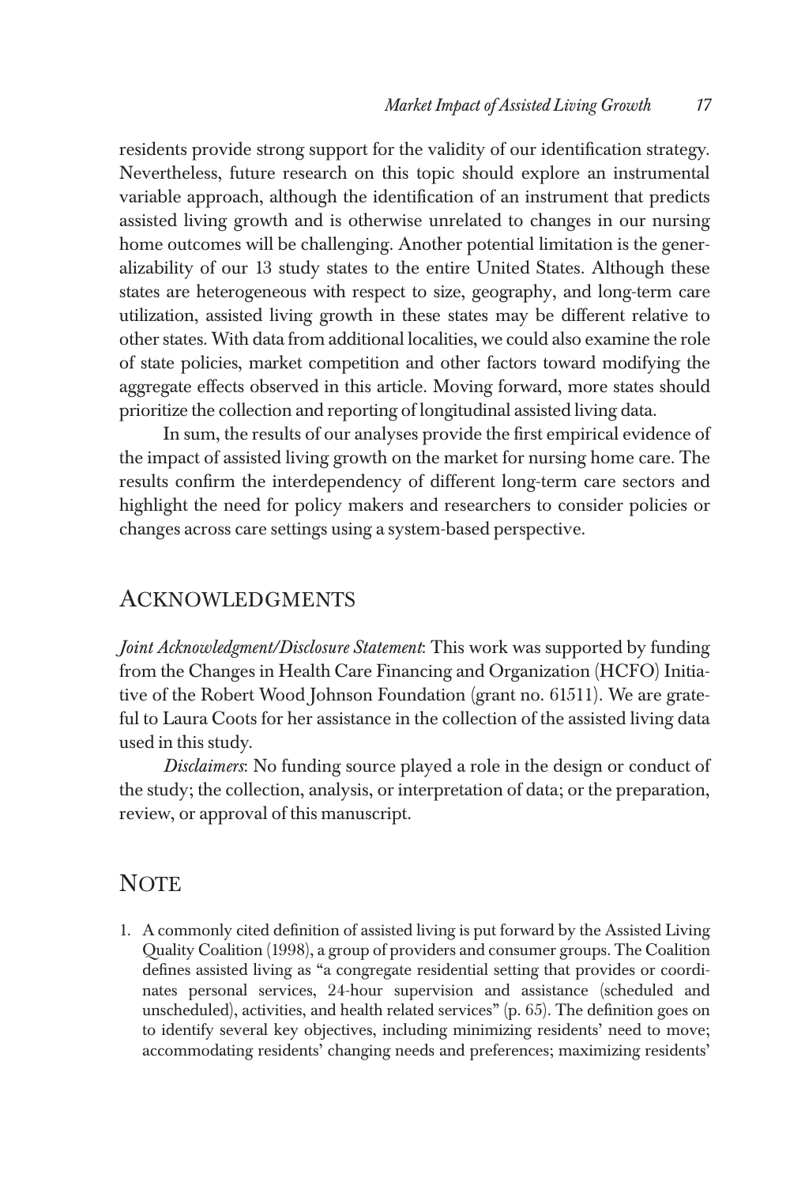residents provide strong support for the validity of our identification strategy. Nevertheless, future research on this topic should explore an instrumental variable approach, although the identification of an instrument that predicts assisted living growth and is otherwise unrelated to changes in our nursing home outcomes will be challenging. Another potential limitation is the generalizability of our 13 study states to the entire United States. Although these states are heterogeneous with respect to size, geography, and long-term care utilization, assisted living growth in these states may be different relative to other states. With data from additional localities, we could also examine the role of state policies, market competition and other factors toward modifying the aggregate effects observed in this article. Moving forward, more states should prioritize the collection and reporting of longitudinal assisted living data.

In sum, the results of our analyses provide the first empirical evidence of the impact of assisted living growth on the market for nursing home care. The results confirm the interdependency of different long-term care sectors and highlight the need for policy makers and researchers to consider policies or changes across care settings using a system-based perspective.

## Acknowledgments

*Joint Acknowledgment/Disclosure Statement*: This work was supported by funding from the Changes in Health Care Financing and Organization (HCFO) Initiative of the Robert Wood Johnson Foundation (grant no. 61511). We are grateful to Laura Coots for her assistance in the collection of the assisted living data used in this study.

*Disclaimers*: No funding source played a role in the design or conduct of the study; the collection, analysis, or interpretation of data; or the preparation, review, or approval of this manuscript.

## Note

1. A commonly cited definition of assisted living is put forward by the Assisted Living Quality Coalition (1998), a group of providers and consumer groups. The Coalition defines assisted living as "a congregate residential setting that provides or coordinates personal services, 24-hour supervision and assistance (scheduled and unscheduled), activities, and health related services" (p. 65). The definition goes on to identify several key objectives, including minimizing residents' need to move; accommodating residents' changing needs and preferences; maximizing residents'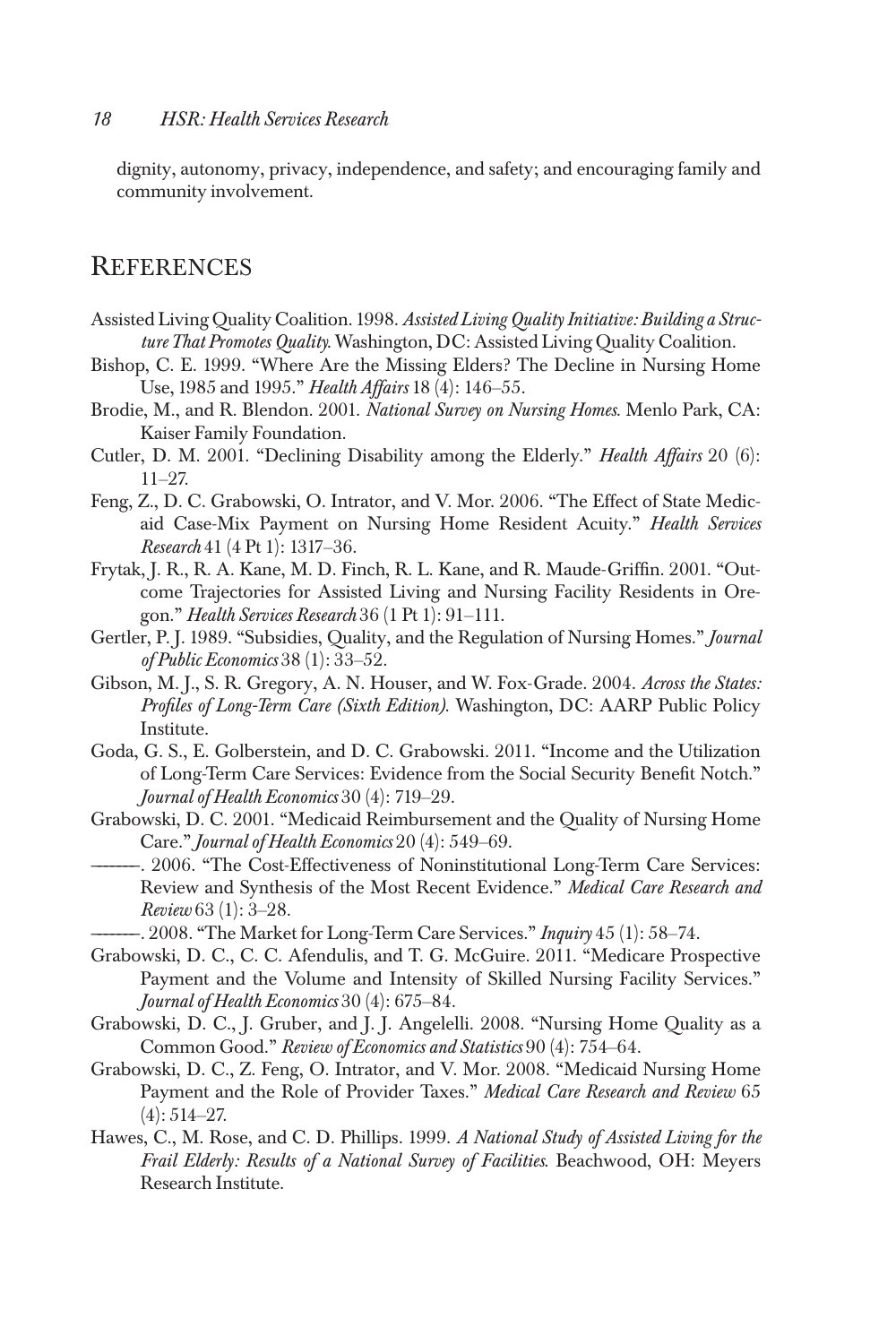dignity, autonomy, privacy, independence, and safety; and encouraging family and community involvement.

## References

Assisted Living Quality Coalition. 1998. *Assisted Living Quality Initiative: Building a Structure That Promotes Quality.* Washington, DC: Assisted Living Quality Coalition.

Bishop, C. E. 1999. "Where Are the Missing Elders? The Decline in Nursing Home Use, 1985 and 1995." *Health Affairs* 18 (4): 146–55.

Brodie, M., and R. Blendon. 2001. *National Survey on Nursing Homes.* Menlo Park, CA: Kaiser Family Foundation.

Cutler, D. M. 2001. "Declining Disability among the Elderly." *Health Affairs* 20 (6): 11–27.

Feng, Z., D. C. Grabowski, O. Intrator, and V. Mor. 2006. "The Effect of State Medicaid Case-Mix Payment on Nursing Home Resident Acuity." *Health Services Research* 41 (4 Pt 1): 1317–36.

Frytak, J. R., R. A. Kane, M. D. Finch, R. L. Kane, and R. Maude-Griffin. 2001. "Outcome Trajectories for Assisted Living and Nursing Facility Residents in Oregon." *Health Services Research* 36 (1 Pt 1): 91–111.

Gertler, P. J. 1989. "Subsidies, Quality, and the Regulation of Nursing Homes." *Journal of Public Economics* 38 (1): 33–52.

Gibson, M. J., S. R. Gregory, A. N. Houser, and W. Fox-Grade. 2004. *Across the States: Profiles of Long-Term Care (Sixth Edition).* Washington, DC: AARP Public Policy Institute.

Goda, G. S., E. Golberstein, and D. C. Grabowski. 2011. "Income and the Utilization of Long-Term Care Services: Evidence from the Social Security Benefit Notch." *Journal of Health Economics* 30 (4): 719–29.

Grabowski, D. C. 2001. "Medicaid Reimbursement and the Quality of Nursing Home Care." *Journal of Health Economics* 20 (4): 549–69.

———. 2006. "The Cost-Effectiveness of Noninstitutional Long-Term Care Services: Review and Synthesis of the Most Recent Evidence." *Medical Care Research and Review* 63 (1): 3–28.

———. 2008. "The Market for Long-Term Care Services." *Inquiry* 45 (1): 58–74.

Grabowski, D. C., C. C. Afendulis, and T. G. McGuire. 2011. "Medicare Prospective Payment and the Volume and Intensity of Skilled Nursing Facility Services." *Journal of Health Economics* 30 (4): 675–84.

Grabowski, D. C., J. Gruber, and J. J. Angelelli. 2008. "Nursing Home Quality as a Common Good." *Review of Economics and Statistics* 90 (4): 754–64.

Grabowski, D. C., Z. Feng, O. Intrator, and V. Mor. 2008. "Medicaid Nursing Home Payment and the Role of Provider Taxes." *Medical Care Research and Review* 65 (4): 514–27.

Hawes, C., M. Rose, and C. D. Phillips. 1999. *A National Study of Assisted Living for the Frail Elderly: Results of a National Survey of Facilities.* Beachwood, OH: Meyers Research Institute.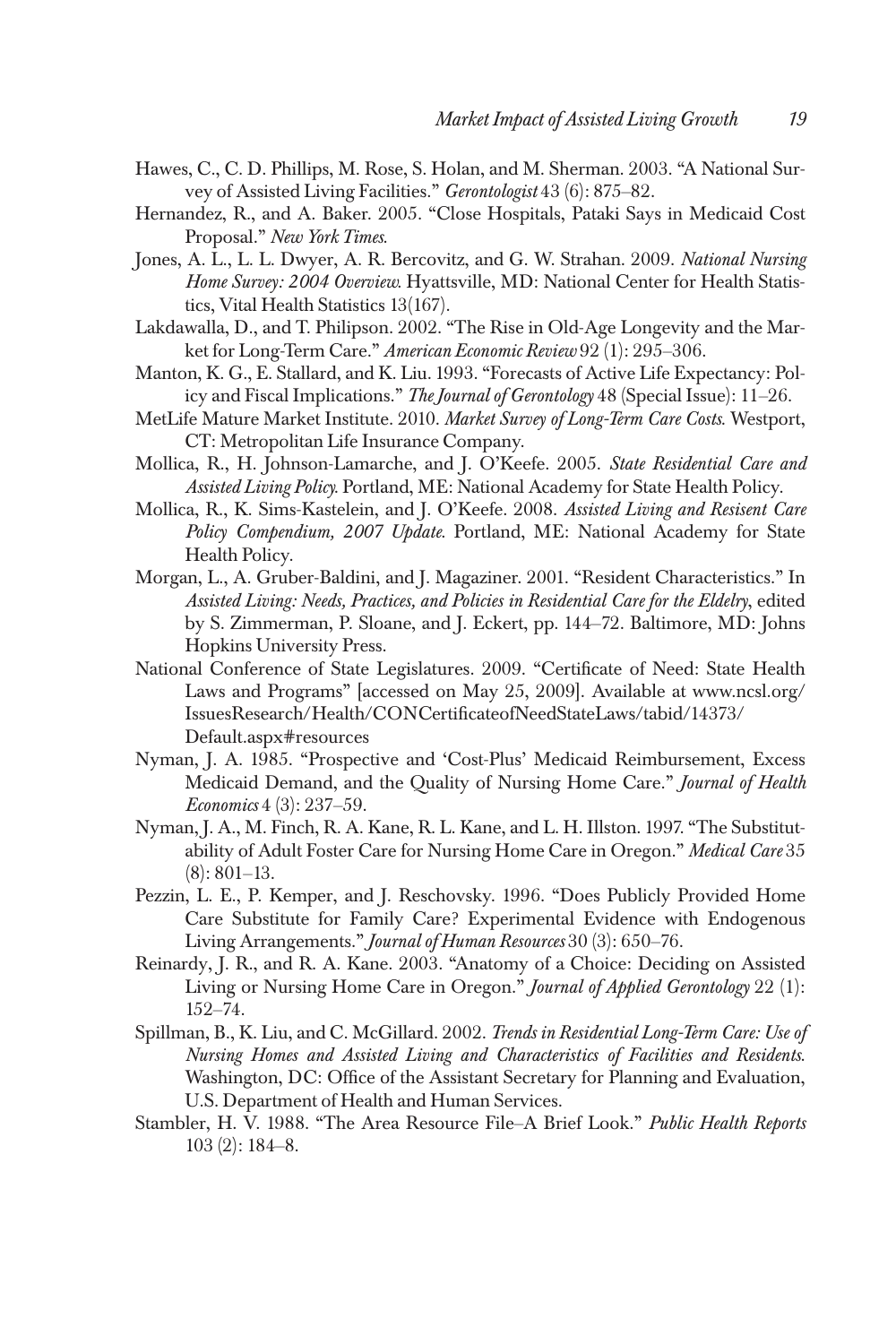Hawes, C., C. D. Phillips, M. Rose, S. Holan, and M. Sherman. 2003. "A National Survey of Assisted Living Facilities." *Gerontologist* 43 (6): 875–82.

Hernandez, R., and A. Baker. 2005. "Close Hospitals, Pataki Says in Medicaid Cost Proposal." *New York Times.*

Jones, A. L., L. L. Dwyer, A. R. Bercovitz, and G. W. Strahan. 2009. *National Nursing Home Survey: 2004 Overview.* Hyattsville, MD: National Center for Health Statistics, Vital Health Statistics 13(167).

Lakdawalla, D., and T. Philipson. 2002. "The Rise in Old-Age Longevity and the Market for Long-Term Care." *American Economic Review* 92 (1): 295–306.

Manton, K. G., E. Stallard, and K. Liu. 1993. "Forecasts of Active Life Expectancy: Policy and Fiscal Implications." *The Journal of Gerontology* 48 (Special Issue): 11–26.

MetLife Mature Market Institute. 2010. *Market Survey of Long-Term Care Costs.* Westport, CT: Metropolitan Life Insurance Company.

Mollica, R., H. Johnson-Lamarche, and J. O'Keefe. 2005. *State Residential Care and Assisted Living Policy.* Portland, ME: National Academy for State Health Policy.

Mollica, R., K. Sims-Kastelein, and J. O'Keefe. 2008. *Assisted Living and Resisent Care Policy Compendium, 2007 Update.* Portland, ME: National Academy for State Health Policy.

Morgan, L., A. Gruber-Baldini, and J. Magaziner. 2001. "Resident Characteristics." In *Assisted Living: Needs, Practices, and Policies in Residential Care for the Eldelry*, edited by S. Zimmerman, P. Sloane, and J. Eckert, pp. 144–72. Baltimore, MD: Johns Hopkins University Press.

National Conference of State Legislatures. 2009. "Certificate of Need: State Health Laws and Programs" [accessed on May 25, 2009]. Available at www.ncsl.org/IssuesResearch/Health/CONCertificateofNeedStateLaws/tabid/14373/Default.aspx#resources

Nyman, J. A. 1985. "Prospective and 'Cost-Plus' Medicaid Reimbursement, Excess Medicaid Demand, and the Quality of Nursing Home Care." *Journal of Health Economics* 4 (3): 237–59.

Nyman, J. A., M. Finch, R. A. Kane, R. L. Kane, and L. H. Illston. 1997. "The Substitutability of Adult Foster Care for Nursing Home Care in Oregon." *Medical Care* 35 (8): 801–13.

Pezzin, L. E., P. Kemper, and J. Reschovsky. 1996. "Does Publicly Provided Home Care Substitute for Family Care? Experimental Evidence with Endogenous Living Arrangements." *Journal of Human Resources* 30 (3): 650–76.

Reinardy, J. R., and R. A. Kane. 2003. "Anatomy of a Choice: Deciding on Assisted Living or Nursing Home Care in Oregon." *Journal of Applied Gerontology* 22 (1): 152–74.

Spillman, B., K. Liu, and C. McGillard. 2002. *Trends in Residential Long-Term Care: Use of Nursing Homes and Assisted Living and Characteristics of Facilities and Residents.* Washington, DC: Office of the Assistant Secretary for Planning and Evaluation, U.S. Department of Health and Human Services.

Stambler, H. V. 1988. "The Area Resource File–A Brief Look." *Public Health Reports* 103 (2): 184–8.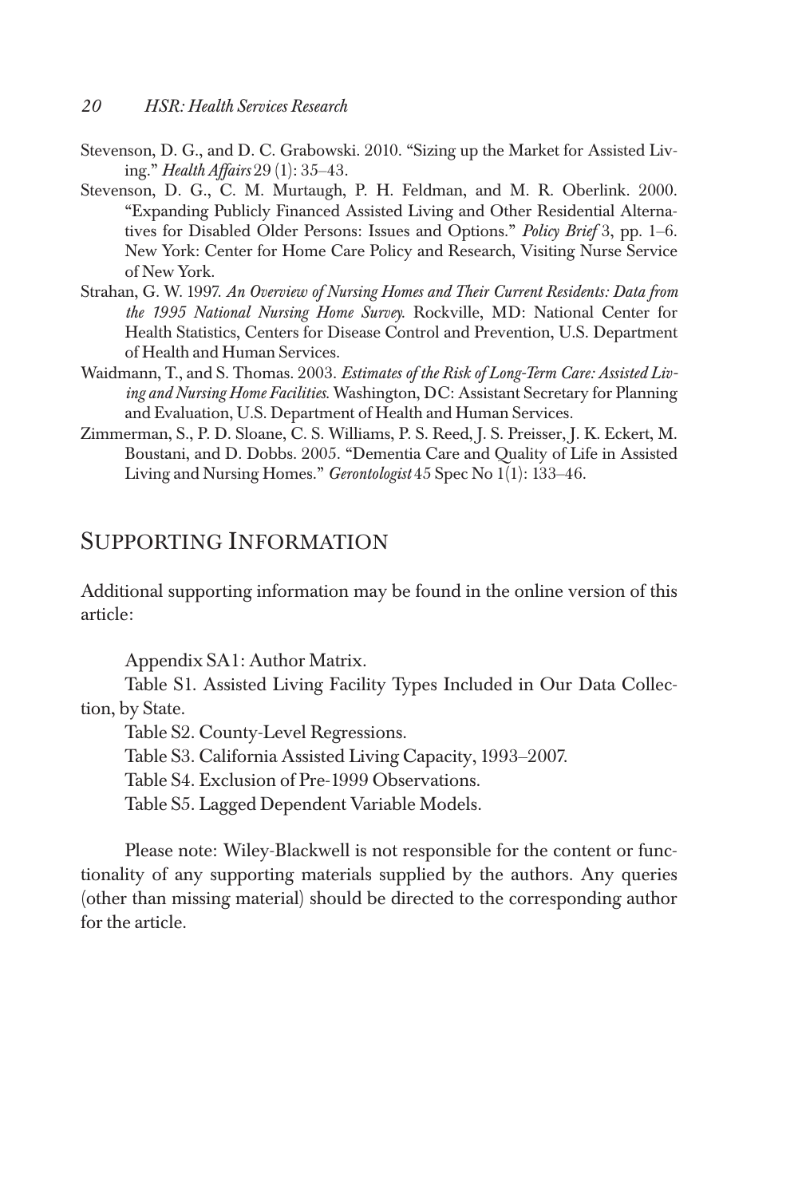Stevenson, D. G., and D. C. Grabowski. 2010. "Sizing up the Market for Assisted Living." *Health Affairs* 29 (1): 35–43.

Stevenson, D. G., C. M. Murtaugh, P. H. Feldman, and M. R. Oberlink. 2000. "Expanding Publicly Financed Assisted Living and Other Residential Alternatives for Disabled Older Persons: Issues and Options." *Policy Brief* 3, pp. 1–6. New York: Center for Home Care Policy and Research, Visiting Nurse Service of New York.

Strahan, G. W. 1997. *An Overview of Nursing Homes and Their Current Residents: Data from the 1995 National Nursing Home Survey.* Rockville, MD: National Center for Health Statistics, Centers for Disease Control and Prevention, U.S. Department of Health and Human Services.

Waidmann, T., and S. Thomas. 2003. *Estimates of the Risk of Long-Term Care: Assisted Living and Nursing Home Facilities.* Washington, DC: Assistant Secretary for Planning and Evaluation, U.S. Department of Health and Human Services.

Zimmerman, S., P. D. Sloane, C. S. Williams, P. S. Reed, J. S. Preisser, J. K. Eckert, M. Boustani, and D. Dobbs. 2005. "Dementia Care and Quality of Life in Assisted Living and Nursing Homes." *Gerontologist* 45 Spec No 1(1): 133–46.

## Supporting Information

Additional supporting information may be found in the online version of this article:

Appendix SA1: Author Matrix.

Table S1. Assisted Living Facility Types Included in Our Data Collection, by State.

Table S2. County-Level Regressions.

Table S3. California Assisted Living Capacity, 1993–2007.

Table S4. Exclusion of Pre-1999 Observations.

Table S5. Lagged Dependent Variable Models.

Please note: Wiley-Blackwell is not responsible for the content or functionality of any supporting materials supplied by the authors. Any queries (other than missing material) should be directed to the corresponding author for the article.